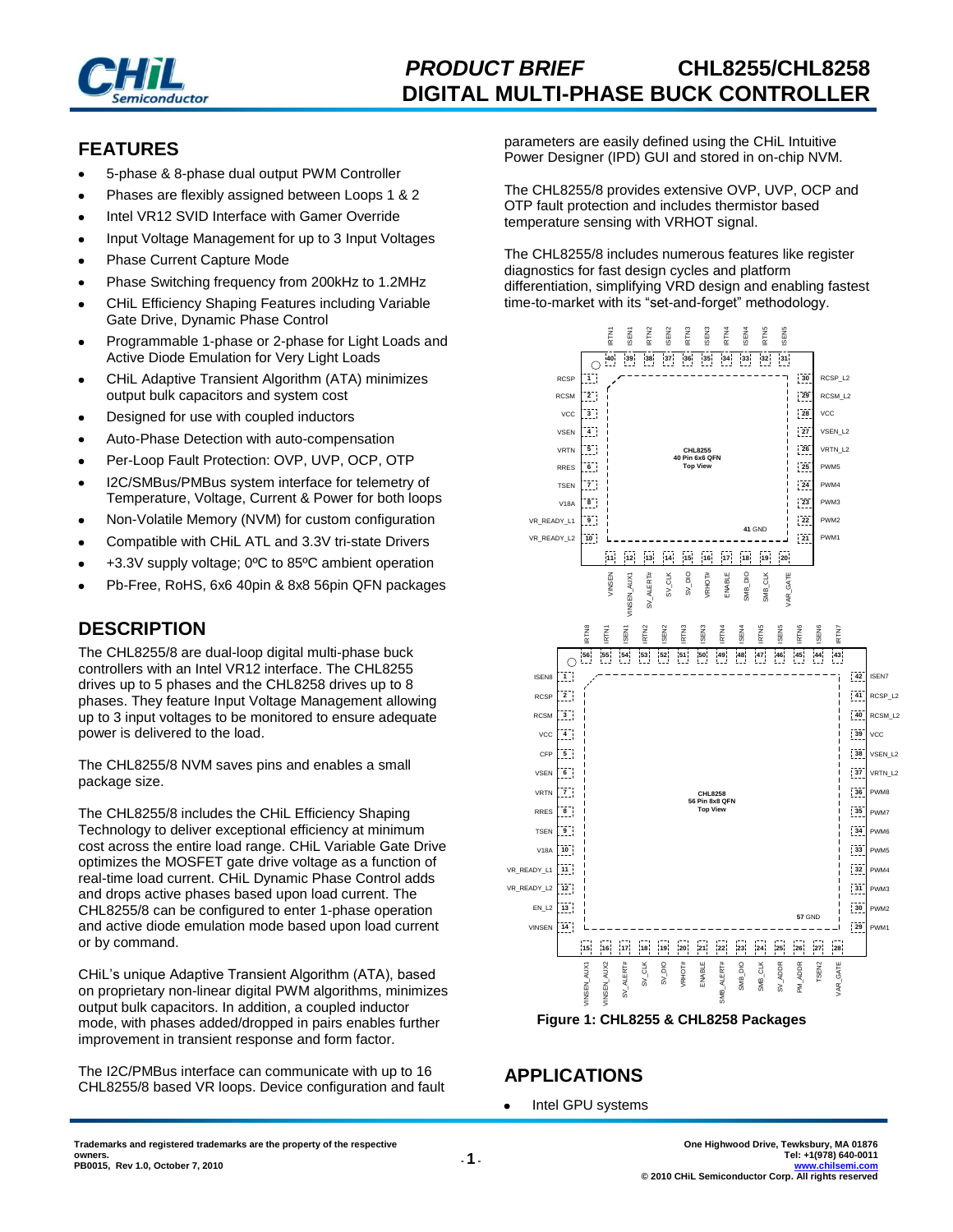# PRODUCT BRIEF CHL8255/CHL8258 DIGITAL MULTI-PHASE BUCK CONTROLLER

## FEATURES

- 5-phase & 8-phase dual output PWM Controller
- Phases are flexibly assigned between Loops 1 & 2
- Intel VR12 SVID Interface with Gamer Override
- Input Voltage Management for up to 3 Input Voltages
- Phase Current Capture Mode
- Phase Switching frequency from 200kHz to 1.2MHz
- CHiL Efficiency Shaping Features including Variable Gate Drive, Dynamic Phase Control
- Programmable 1-phase or 2-phase for Light Loads and Active Diode Emulation for Very Light Loads
- CHiL Adaptive Transient Algorithm (ATA) minimizes output bulk capacitors and system cost
- Designed for use with coupled inductors
- Auto-Phase Detection with auto-compensation
- Per-Loop Fault Protection: OVP, UVP, OCP, OTP
- I2C/SMBus/PMBus system interface for telemetry of Temperature, Voltage, Current & Power for both loops
- Non-Volatile Memory (NVM) for custom configuration
- Compatible with CHiL ATL and 3.3V tri-state Drivers
- +3.3V supply voltage; 0ºC to 85ºC ambient operation
- Pb-Free, RoHS, 6x6 40pin & 8x8 56pin QFN packages

## DESCRIPTION

The CHL8255/8 are dual-loop digital multi-phase buck controllers with an Intel VR12 interface. The CHL8255 drives up to 5 phases and the CHL8258 drives up to 8 phases. They feature Input Voltage Management allowing up to 3 input voltages to be monitored to ensure adequate power is delivered to the load.

The CHL8255/8 NVM saves pins and enables a small package size.

The CHL8255/8 includes the CHiL Efficiency Shaping Technology to deliver exceptional efficiency at minimum cost across the entire load range. CHiL Variable Gate Drive optimizes the MOSFET gate drive voltage as a function of real-time load current. CHiL Dynamic Phase Control adds and drops active phases based upon load current. The CHL8255/8 can be configured to enter 1-phase operation and active diode emulation mode based upon load current or by command.

CHiL's unique Adaptive Transient Algorithm (ATA), based on proprietary non-linear digital PWM algorithms, minimizes output bulk capacitors. In addition, a coupled inductor mode, with phases added/dropped in pairs enables further improvement in transient response and form factor.

The I2C/PMBus interface can communicate with up to 16 CHL8255/8 based VR loops. Device configuration and fault parameters are easily defined using the CHiL Intuitive Power Designer (IPD) GUI and stored in on-chip NVM.

The CHL8255/8 provides extensive OVP, UVP, OCP and OTP fault protection and includes thermistor based temperature sensing with VRHOT signal.

The CHL8255/8 includes numerous features like register diagnostics for fast design cycles and platform differentiation, simplifying VRD design and enabling fastest time-to-market with its "set-and-forget" methodology.

CHL8255 40 Pin 6x6 QFN Top View

CHL8258 56 Pin 8x8 QFN Top View

**Figure 1: CHL8255 & CHL8258 Packages**

## APPLICATIONS

- Intel GPU systems

Trademarks and registered trademarks are the property of the respective owners.
PB0015, Rev 1.0, October 7, 2010

One Highwood Drive, Tewksbury, MA 01876
Tel: +1(978) 640-0011
www.chilsemi.com
© 2010 CHiL Semiconductor Corp. All rights reserved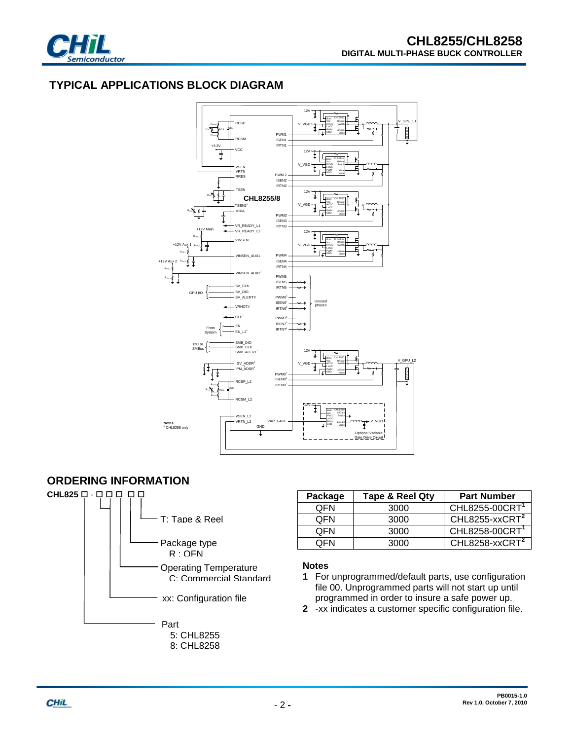## TYPICAL APPLICATIONS BLOCK DIAGRAM

## ORDERING INFORMATION

CHL825 □ - □ □ □ □ □

- T: Tape & Reel
- Package type
  - R : QFN
- Operating Temperature
  - C: Commercial Standard
- xx: Configuration file
- Part
  - 5: CHL8255
  - 8: CHL8258

| Package | Tape & Reel Qty | Part Number |
|---|---|---|
| QFN | 3000 | CHL8255-00CRT[1] |
| QFN | 3000 | CHL8255-xxCRT[2] |
| QFN | 3000 | CHL8258-00CRT[1] |
| QFN | 3000 | CHL8258-xxCRT[2] |

**Notes**

**1** For unprogrammed/default parts, use configuration file 00. Unprogrammed parts will not start up until programmed in order to insure a safe power up.

**2** -xx indicates a customer specific configuration file.